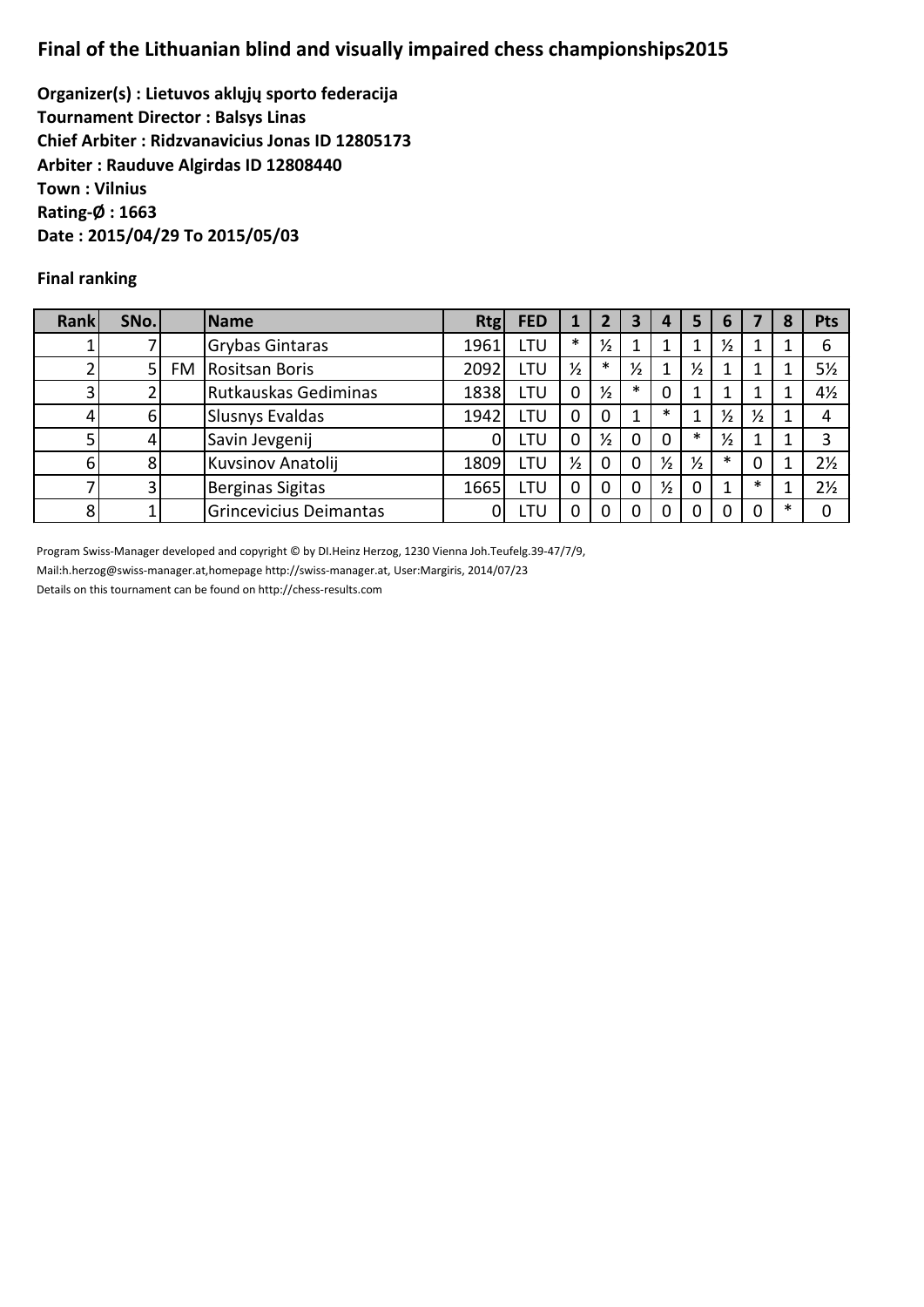# Final of the Lithuanian blind and visually impaired chess championships2015

**Organizer(s) : Lietuvos aklųjų sporto federacija**
**Tournament Director : Balsys Linas**
**Chief Arbiter : Ridzvanavicius Jonas ID 12805173**
**Arbiter : Rauduve Algirdas ID 12808440**
**Town : Vilnius**
**Rating-Ø : 1663**
**Date : 2015/04/29 To 2015/05/03**

**Final ranking**

| Rank | SNo. | | Name | Rtg | FED | 1 | 2 | 3 | 4 | 5 | 6 | 7 | 8 | Pts |
|---|---|---|---|---|---|---|---|---|---|---|---|---|---|---|
| 1 | 7 | | Grybas Gintaras | 1961 | LTU | * | ½ | 1 | 1 | 1 | ½ | 1 | 1 | 6 |
| 2 | 5 | FM | Rositsan Boris | 2092 | LTU | ½ | * | ½ | 1 | ½ | 1 | 1 | 1 | 5½ |
| 3 | 2 | | Rutkauskas Gediminas | 1838 | LTU | 0 | ½ | * | 0 | 1 | 1 | 1 | 1 | 4½ |
| 4 | 6 | | Slusnys Evaldas | 1942 | LTU | 0 | 0 | 1 | * | 1 | ½ | ½ | 1 | 4 |
| 5 | 4 | | Savin Jevgenij | 0 | LTU | 0 | ½ | 0 | 0 | * | ½ | 1 | 1 | 3 |
| 6 | 8 | | Kuvsinov Anatolij | 1809 | LTU | ½ | 0 | 0 | ½ | ½ | * | 0 | 1 | 2½ |
| 7 | 3 | | Berginas Sigitas | 1665 | LTU | 0 | 0 | 0 | ½ | 0 | 1 | * | 1 | 2½ |
| 8 | 1 | | Grincevicius Deimantas | 0 | LTU | 0 | 0 | 0 | 0 | 0 | 0 | 0 | * | 0 |

Program Swiss-Manager developed and copyright © by DI.Heinz Herzog, 1230 Vienna Joh.Teufelg.39-47/7/9,
Mail:h.herzog@swiss-manager.at,homepage http://swiss-manager.at, User:Margiris, 2014/07/23
Details on this tournament can be found on http://chess-results.com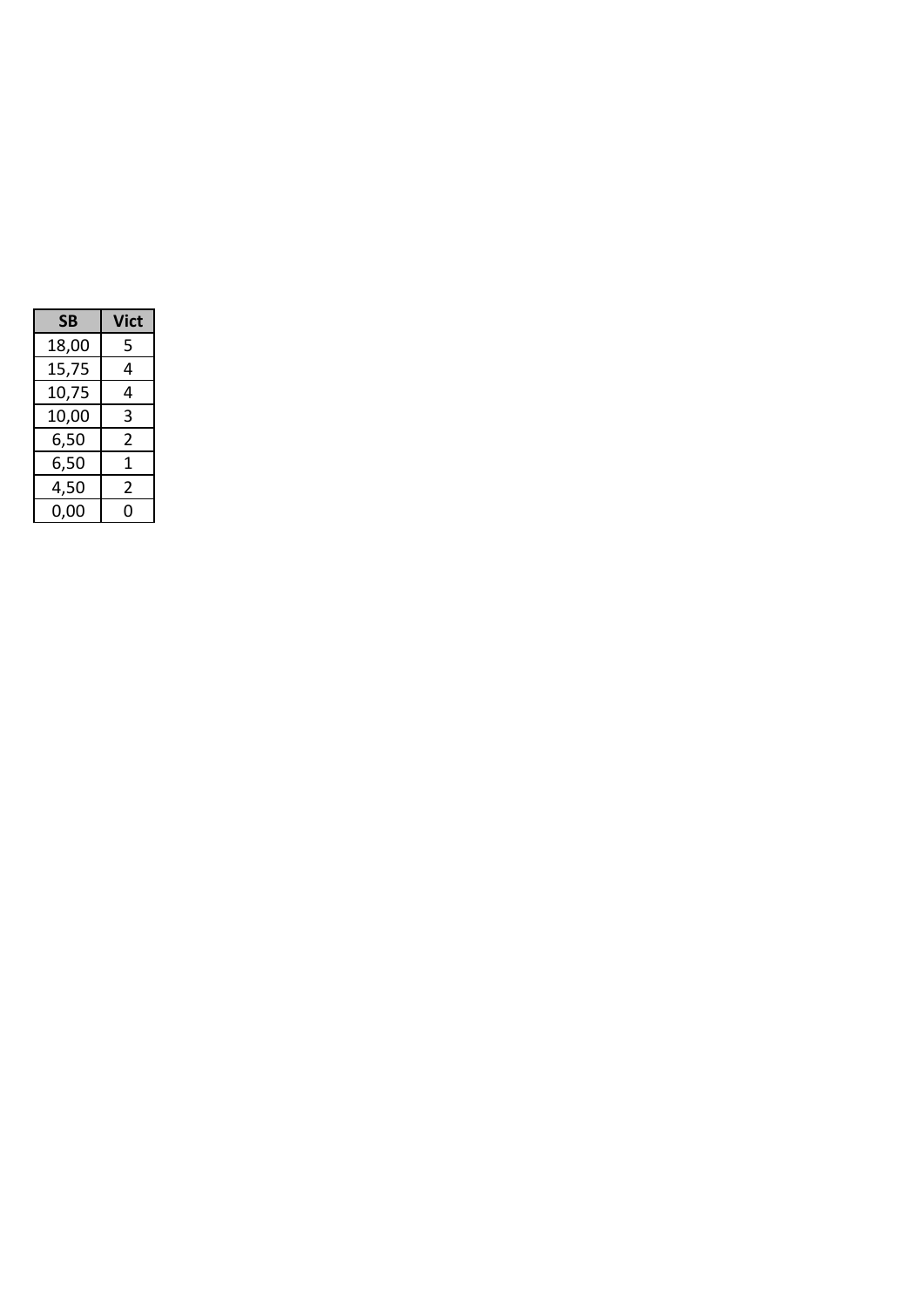| SB | Vict |
| --- | --- |
| 18,00 | 5 |
| 15,75 | 4 |
| 10,75 | 4 |
| 10,00 | 3 |
| 6,50 | 2 |
| 6,50 | 1 |
| 4,50 | 2 |
| 0,00 | 0 |